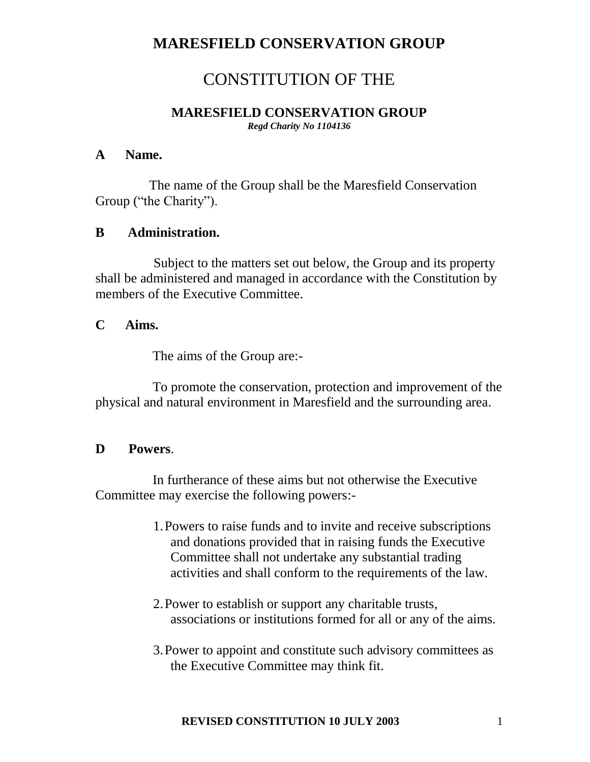# MARESFIELD CONSERVATION GROUP

## CONSTITUTION OF THE

### MARESFIELD CONSERVATION GROUP

***Regd Charity No 1104136***

**A Name.**

The name of the Group shall be the Maresfield Conservation Group ("the Charity").

**B Administration.**

Subject to the matters set out below, the Group and its property shall be administered and managed in accordance with the Constitution by members of the Executive Committee.

**C Aims.**

The aims of the Group are:-

To promote the conservation, protection and improvement of the physical and natural environment in Maresfield and the surrounding area.

**D Powers.**

In furtherance of these aims but not otherwise the Executive Committee may exercise the following powers:-

1. Powers to raise funds and to invite and receive subscriptions and donations provided that in raising funds the Executive Committee shall not undertake any substantial trading activities and shall conform to the requirements of the law.

2. Power to establish or support any charitable trusts, associations or institutions formed for all or any of the aims.

3. Power to appoint and constitute such advisory committees as the Executive Committee may think fit.

**REVISED CONSTITUTION 10 JULY 2003**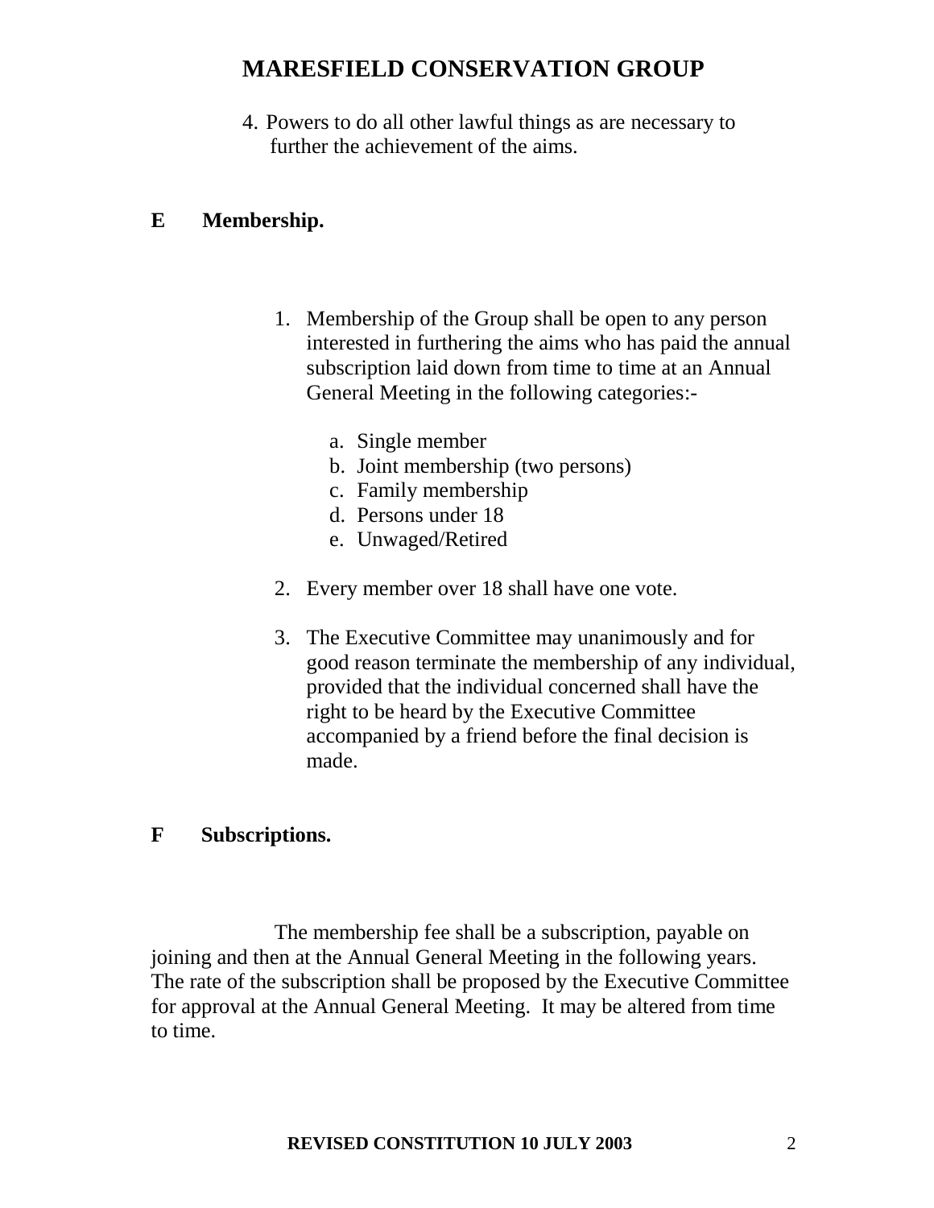4. Powers to do all other lawful things as are necessary to further the achievement of the aims.

## E Membership.

1. Membership of the Group shall be open to any person interested in furthering the aims who has paid the annual subscription laid down from time to time at an Annual General Meeting in the following categories:-

   a. Single member
   b. Joint membership (two persons)
   c. Family membership
   d. Persons under 18
   e. Unwaged/Retired

2. Every member over 18 shall have one vote.

3. The Executive Committee may unanimously and for good reason terminate the membership of any individual, provided that the individual concerned shall have the right to be heard by the Executive Committee accompanied by a friend before the final decision is made.

## F Subscriptions.

The membership fee shall be a subscription, payable on joining and then at the Annual General Meeting in the following years. The rate of the subscription shall be proposed by the Executive Committee for approval at the Annual General Meeting. It may be altered from time to time.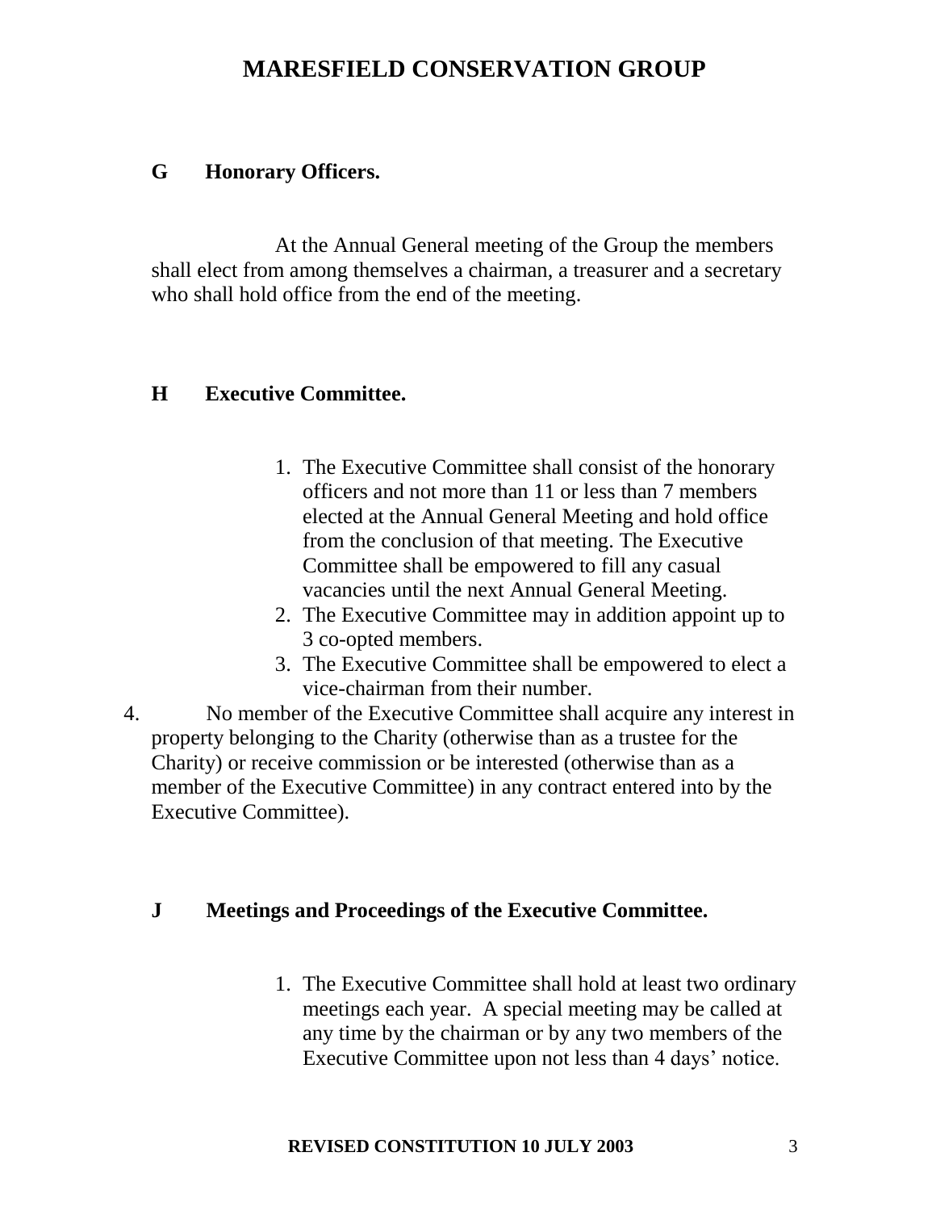## G Honorary Officers.

At the Annual General meeting of the Group the members shall elect from among themselves a chairman, a treasurer and a secretary who shall hold office from the end of the meeting.

## H Executive Committee.

1. The Executive Committee shall consist of the honorary officers and not more than 11 or less than 7 members elected at the Annual General Meeting and hold office from the conclusion of that meeting. The Executive Committee shall be empowered to fill any casual vacancies until the next Annual General Meeting.
2. The Executive Committee may in addition appoint up to 3 co-opted members.
3. The Executive Committee shall be empowered to elect a vice-chairman from their number.
4. No member of the Executive Committee shall acquire any interest in property belonging to the Charity (otherwise than as a trustee for the Charity) or receive commission or be interested (otherwise than as a member of the Executive Committee) in any contract entered into by the Executive Committee).

## J Meetings and Proceedings of the Executive Committee.

1. The Executive Committee shall hold at least two ordinary meetings each year. A special meeting may be called at any time by the chairman or by any two members of the Executive Committee upon not less than 4 days' notice.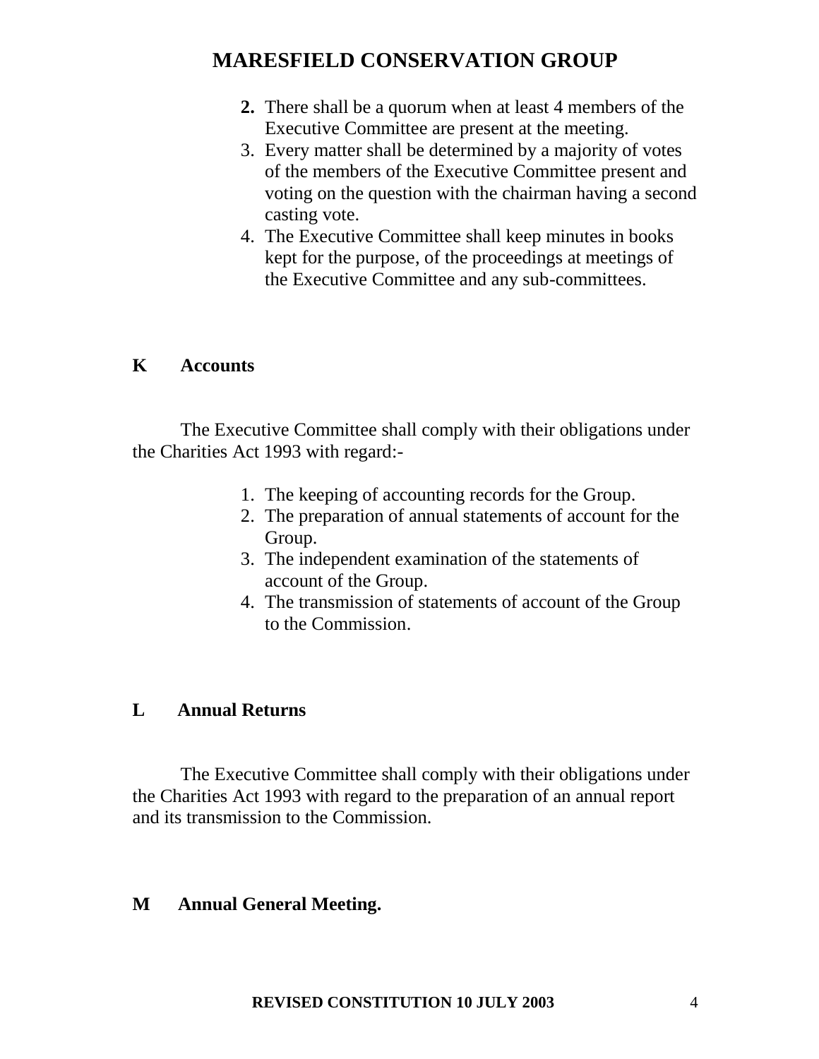2. There shall be a quorum when at least 4 members of the Executive Committee are present at the meeting.
3. Every matter shall be determined by a majority of votes of the members of the Executive Committee present and voting on the question with the chairman having a second casting vote.
4. The Executive Committee shall keep minutes in books kept for the purpose, of the proceedings at meetings of the Executive Committee and any sub-committees.

## K Accounts

The Executive Committee shall comply with their obligations under the Charities Act 1993 with regard:-

1. The keeping of accounting records for the Group.
2. The preparation of annual statements of account for the Group.
3. The independent examination of the statements of account of the Group.
4. The transmission of statements of account of the Group to the Commission.

## L Annual Returns

The Executive Committee shall comply with their obligations under the Charities Act 1993 with regard to the preparation of an annual report and its transmission to the Commission.

## M Annual General Meeting.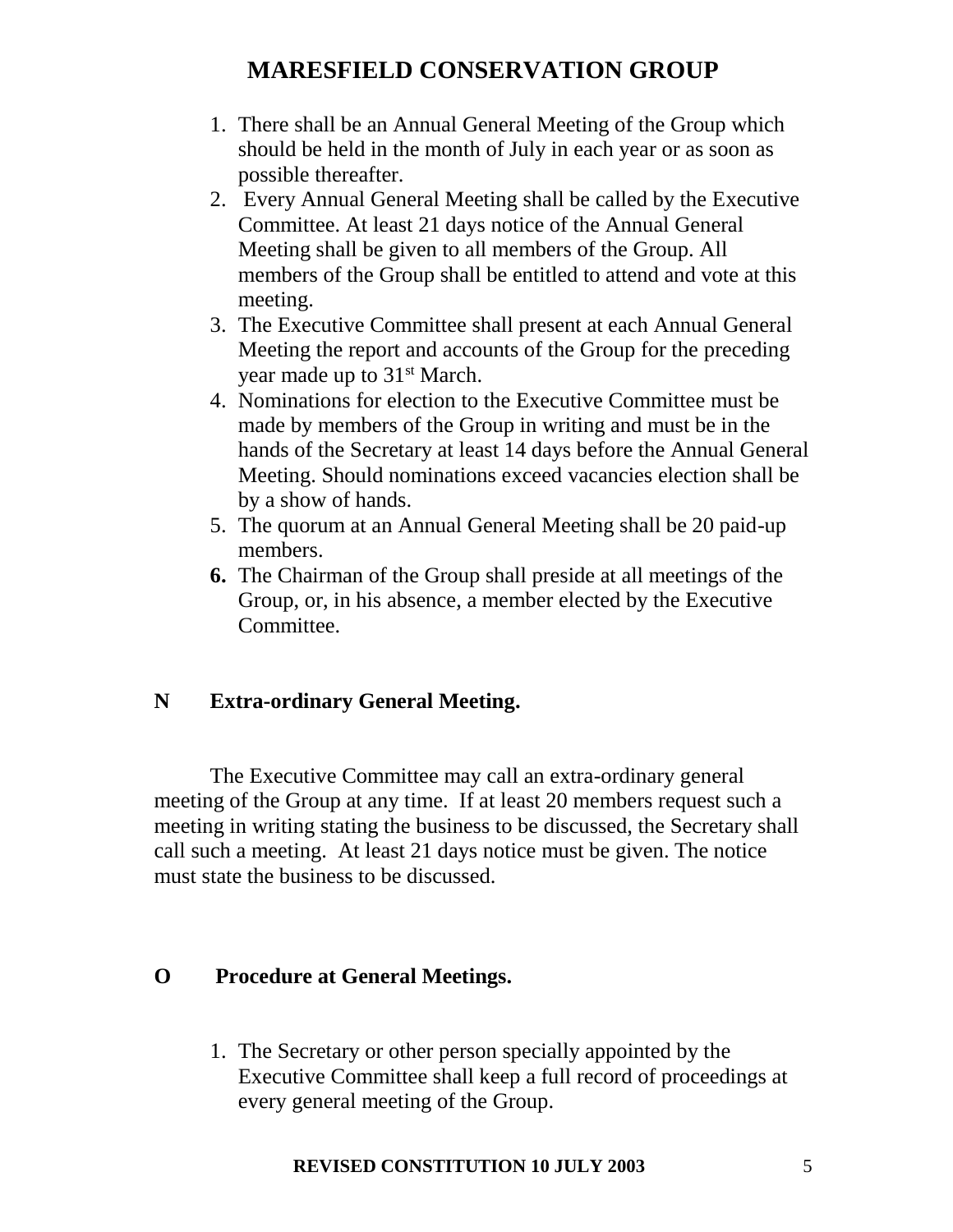# MARESFIELD CONSERVATION GROUP

1. There shall be an Annual General Meeting of the Group which should be held in the month of July in each year or as soon as possible thereafter.
2. Every Annual General Meeting shall be called by the Executive Committee. At least 21 days notice of the Annual General Meeting shall be given to all members of the Group. All members of the Group shall be entitled to attend and vote at this meeting.
3. The Executive Committee shall present at each Annual General Meeting the report and accounts of the Group for the preceding year made up to 31st March.
4. Nominations for election to the Executive Committee must be made by members of the Group in writing and must be in the hands of the Secretary at least 14 days before the Annual General Meeting. Should nominations exceed vacancies election shall be by a show of hands.
5. The quorum at an Annual General Meeting shall be 20 paid-up members.
6. The Chairman of the Group shall preside at all meetings of the Group, or, in his absence, a member elected by the Executive Committee.

## N Extra-ordinary General Meeting.

The Executive Committee may call an extra-ordinary general meeting of the Group at any time. If at least 20 members request such a meeting in writing stating the business to be discussed, the Secretary shall call such a meeting. At least 21 days notice must be given. The notice must state the business to be discussed.

## O Procedure at General Meetings.

1. The Secretary or other person specially appointed by the Executive Committee shall keep a full record of proceedings at every general meeting of the Group.

**REVISED CONSTITUTION 10 JULY 2003**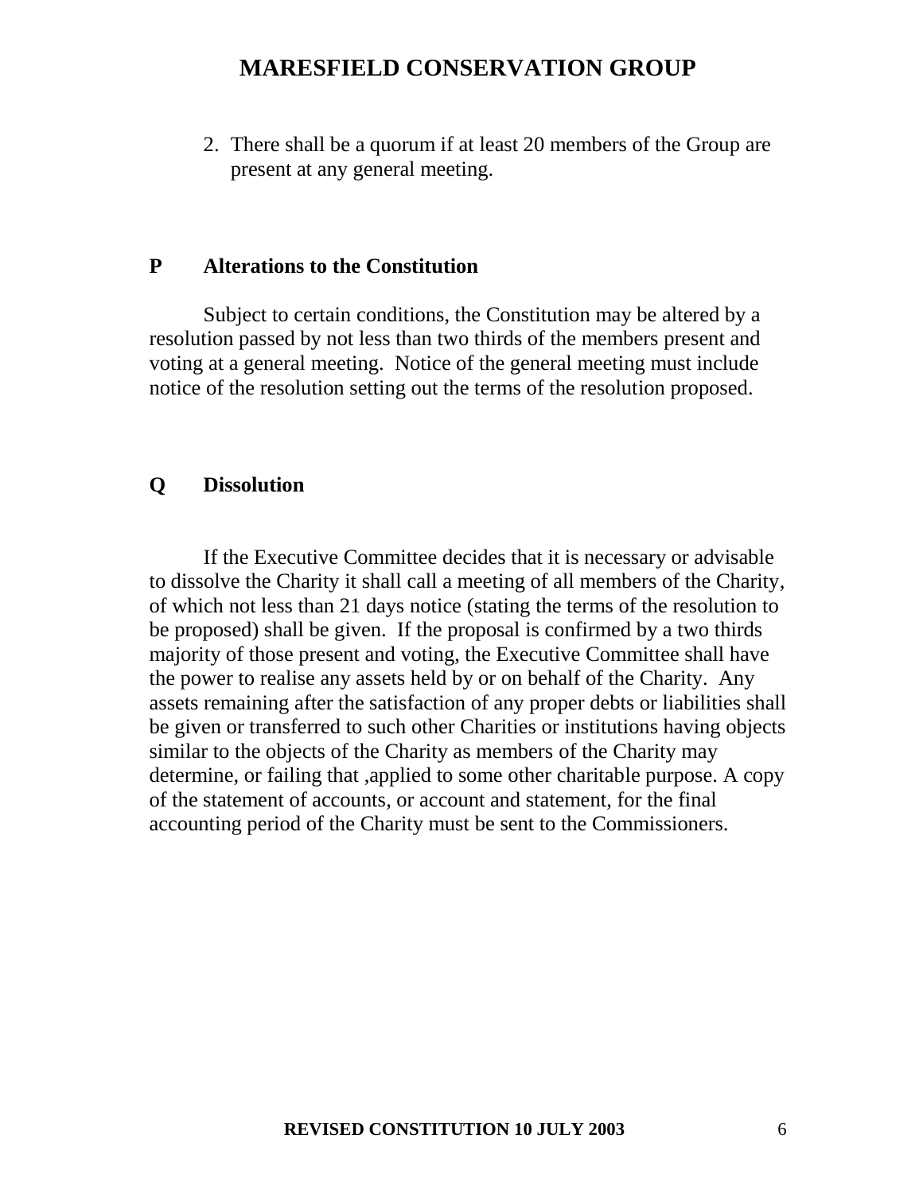2. There shall be a quorum if at least 20 members of the Group are present at any general meeting.

## P Alterations to the Constitution

Subject to certain conditions, the Constitution may be altered by a resolution passed by not less than two thirds of the members present and voting at a general meeting. Notice of the general meeting must include notice of the resolution setting out the terms of the resolution proposed.

## Q Dissolution

If the Executive Committee decides that it is necessary or advisable to dissolve the Charity it shall call a meeting of all members of the Charity, of which not less than 21 days notice (stating the terms of the resolution to be proposed) shall be given. If the proposal is confirmed by a two thirds majority of those present and voting, the Executive Committee shall have the power to realise any assets held by or on behalf of the Charity. Any assets remaining after the satisfaction of any proper debts or liabilities shall be given or transferred to such other Charities or institutions having objects similar to the objects of the Charity as members of the Charity may determine, or failing that ,applied to some other charitable purpose. A copy of the statement of accounts, or account and statement, for the final accounting period of the Charity must be sent to the Commissioners.